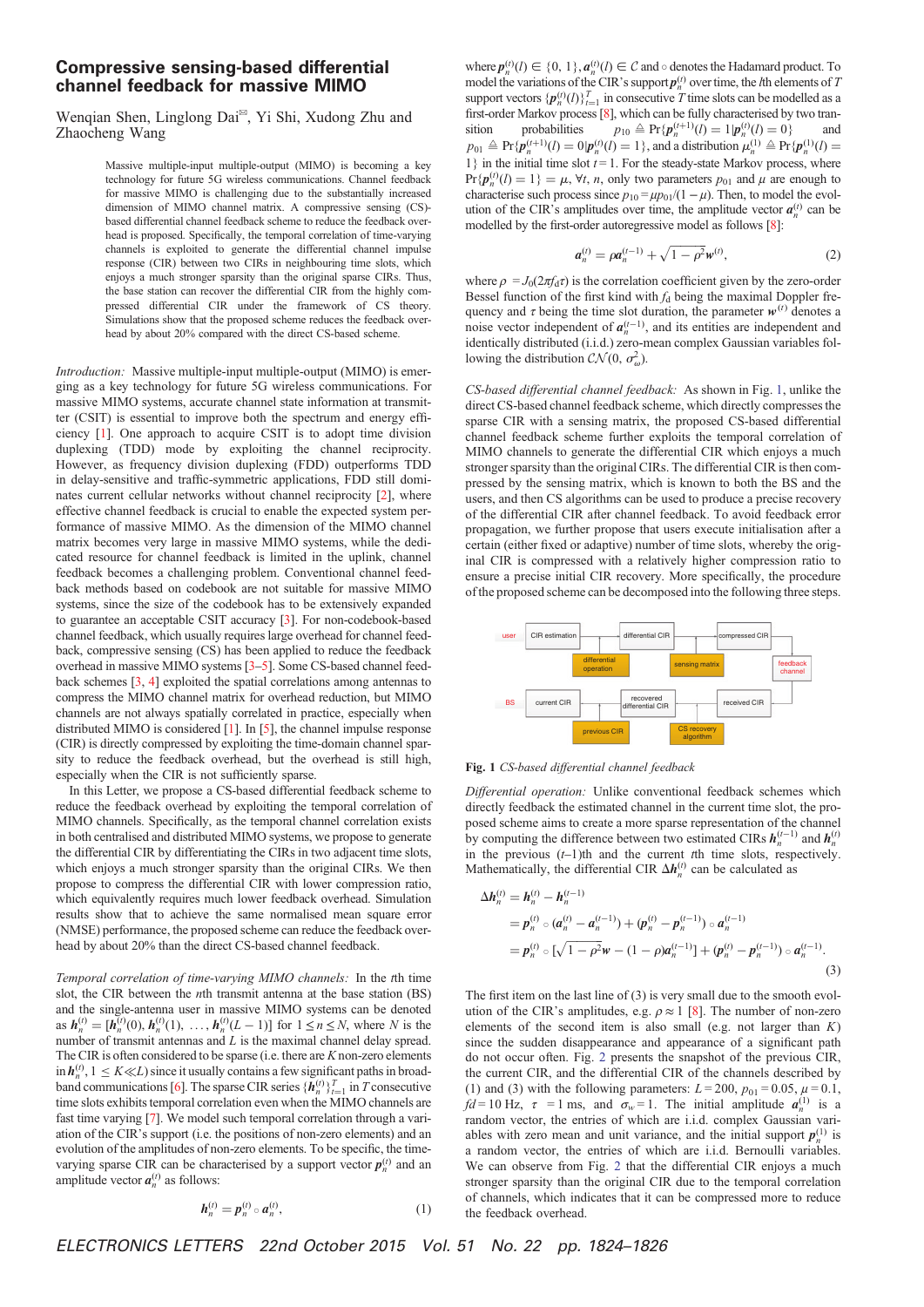# Compressive sensing-based differential channel feedback for massive MIMO

Wenqian Shen, Linglong Dai, Yi Shi, Xudong Zhu and Zhaocheng Wang

Massive multiple-input multiple-output (MIMO) is becoming a key technology for future 5G wireless communications. Channel feedback for massive MIMO is challenging due to the substantially increased dimension of MIMO channel matrix. A compressive sensing (CS)-based differential channel feedback scheme to reduce the feedback overhead is proposed. Specifically, the temporal correlation of time-varying channels is exploited to generate the differential channel impulse response (CIR) between two CIRs in neighbouring time slots, which enjoys a much stronger sparsity than the original sparse CIRs. Thus, the base station can recover the differential CIR from the highly compressed differential CIR under the framework of CS theory. Simulations show that the proposed scheme reduces the feedback overhead by about 20% compared with the direct CS-based scheme.

*Introduction:* Massive multiple-input multiple-output (MIMO) is emerging as a key technology for future 5G wireless communications. For massive MIMO systems, accurate channel state information at transmitter (CSIT) is essential to improve both the spectrum and energy efficiency [1]. One approach to acquire CSIT is to adopt time division duplexing (TDD) mode by exploiting the channel reciprocity. However, as frequency division duplexing (FDD) outperforms TDD in delay-sensitive and traffic-symmetric applications, FDD still dominates current cellular networks without channel reciprocity [2], where effective channel feedback is crucial to enable the expected system performance of massive MIMO. As the dimension of the MIMO channel matrix becomes very large in massive MIMO systems, while the dedicated resource for channel feedback is limited in the uplink, channel feedback becomes a challenging problem. Conventional channel feedback methods based on codebook are not suitable for massive MIMO systems, since the size of the codebook has to be extensively expanded to guarantee an acceptable CSIT accuracy [3]. For non-codebook-based channel feedback, which usually requires large overhead for channel feedback, compressive sensing (CS) has been applied to reduce the feedback overhead in massive MIMO systems [3–5]. Some CS-based channel feedback schemes [3, 4] exploited the spatial correlations among antennas to compress the MIMO channel matrix for overhead reduction, but MIMO channels are not always spatially correlated in practice, especially when distributed MIMO is considered [1]. In [5], the channel impulse response (CIR) is directly compressed by exploiting the time-domain channel sparsity to reduce the feedback overhead, but the overhead is still high, especially when the CIR is not sufficiently sparse.

In this Letter, we propose a CS-based differential feedback scheme to reduce the feedback overhead by exploiting the temporal correlation of MIMO channels. Specifically, as the temporal channel correlation exists in both centralised and distributed MIMO systems, we propose to generate the differential CIR by differentiating the CIRs in two adjacent time slots, which enjoys a much stronger sparsity than the original CIRs. We then propose to compress the differential CIR with lower compression ratio, which equivalently requires much lower feedback overhead. Simulation results show that to achieve the same normalised mean square error (NMSE) performance, the proposed scheme can reduce the feedback overhead by about 20% than the direct CS-based channel feedback.

*Temporal correlation of time-varying MIMO channels:* In the $t$th time slot, the CIR between the $n$th transmit antenna at the base station (BS) and the single-antenna user in massive MIMO systems can be denoted as $\mathbf{h}_n^{(t)} = [\mathbf{h}_n^{(t)}(0), \mathbf{h}_n^{(t)}(1), \ldots, \mathbf{h}_n^{(t)}(L-1)]$ for $1 \le n \le N$, where $N$ is the number of transmit antennas and $L$ is the maximal channel delay spread. The CIR is often considered to be sparse (i.e. there are $K$ non-zero elements in $\mathbf{h}_n^{(t)}$, $1 \le K \ll L$) since it usually contains a few significant paths in broadband communications [6]. The sparse CIR series $\{\mathbf{h}_n^{(t)}\}_{t=1}^{T}$ in $T$ consecutive time slots exhibits temporal correlation even when the MIMO channels are fast time varying [7]. We model such temporal correlation through a variation of the CIR's support (i.e. the positions of non-zero elements) and an evolution of the amplitudes of non-zero elements. To be specific, the time-varying sparse CIR can be characterised by a support vector $\mathbf{p}_n^{(t)}$ and an amplitude vector $\mathbf{a}_n^{(t)}$ as follows:

$$\mathbf{h}_n^{(t)} = \mathbf{p}_n^{(t)} \circ \mathbf{a}_n^{(t)}, \tag{1}$$

where $\mathbf{p}_n^{(t)}(l) \in \{0, 1\}, \mathbf{a}_n^{(t)}(l) \in \mathcal{C}$ and $\circ$ denotes the Hadamard product. To model the variations of the CIR's support $\mathbf{p}_n^{(t)}$ over time, the $l$th elements of $T$ support vectors $\{\mathbf{p}_n^{(t)}(l)\}_{t=1}^{T}$ in consecutive $T$ time slots can be modelled as a first-order Markov process [8], which can be fully characterised by two transition probabilities $p_{10} \triangleq \Pr\{\mathbf{p}_n^{(t+1)}(l) = 1 | \mathbf{p}_n^{(t)}(l) = 0\}$ and $p_{01} \triangleq \Pr\{\mathbf{p}_n^{(t+1)}(l) = 0 | \mathbf{p}_n^{(t)}(l) = 1\}$, and a distribution $\mu_n^{(1)} \triangleq \Pr\{\mathbf{p}_n^{(1)}(l) = 1\}$ in the initial time slot $t = 1$. For the steady-state Markov process, where $\Pr\{\mathbf{p}_n^{(t)}(l) = 1\} = \mu$, $\forall t, n$, only two parameters $p_{01}$ and $\mu$ are enough to characterise such process since $p_{10} = \mu p_{01}/(1-\mu)$. Then, to model the evolution of the CIR's amplitudes over time, the amplitude vector $\mathbf{a}_n^{(t)}$ can be modelled by the first-order autoregressive model as follows [8]:

$$\mathbf{a}_n^{(t)} = \rho \mathbf{a}_n^{(t-1)} + \sqrt{1-\rho^2}\mathbf{w}^{(t)}, \tag{2}$$

where $\rho = J_0(2\pi f_d \tau)$ is the correlation coefficient given by the zero-order Bessel function of the first kind with $f_d$ being the maximal Doppler frequency and $\tau$ being the time slot duration, the parameter $\mathbf{w}^{(t)}$ denotes a noise vector independent of $\mathbf{a}_n^{(t-1)}$, and its entities are independent and identically distributed (i.i.d.) zero-mean complex Gaussian variables following the distribution $\mathcal{CN}(0, \sigma_\omega^2)$.

*CS-based differential channel feedback:* As shown in Fig. 1, unlike the direct CS-based channel feedback scheme, which directly compresses the sparse CIR with a sensing matrix, the proposed CS-based differential channel feedback scheme further exploits the temporal correlation of MIMO channels to generate the differential CIR which enjoys a much stronger sparsity than the original CIRs. The differential CIR is then compressed by the sensing matrix, which is known to both the BS and the users, and then CS algorithms can be used to produce a precise recovery of the differential CIR after channel feedback. To avoid feedback error propagation, we further propose that users execute initialisation after a certain (either fixed or adaptive) number of time slots, whereby the original CIR is compressed with a relatively higher compression ratio to ensure a precise initial CIR recovery. More specifically, the procedure of the proposed scheme can be decomposed into the following three steps.

user
CIR estimation
differential CIR
compressed CIR
differential operation
sensing matrix
feedback channel
BS
current CIR
recovered differential CIR
received CIR
previous CIR
CS recovery algorithm

**Fig. 1** *CS-based differential channel feedback*

*Differential operation:* Unlike conventional feedback schemes which directly feedback the estimated channel in the current time slot, the proposed scheme aims to create a more sparse representation of the channel by computing the difference between two estimated CIRs $\mathbf{h}_n^{(t-1)}$ and $\mathbf{h}_n^{(t)}$ in the previous $(t-1)$th and the current $t$th time slots, respectively. Mathematically, the differential CIR $\Delta\mathbf{h}_n^{(t)}$ can be calculated as

$$\begin{aligned}\Delta\mathbf{h}_n^{(t)} &= \mathbf{h}_n^{(t)} - \mathbf{h}_n^{(t-1)} \\ &= \mathbf{p}_n^{(t)} \circ (\mathbf{a}_n^{(t)} - \mathbf{a}_n^{(t-1)}) + (\mathbf{p}_n^{(t)} - \mathbf{p}_n^{(t-1)}) \circ \mathbf{a}_n^{(t-1)} \\ &= \mathbf{p}_n^{(t)} \circ [\sqrt{1-\rho^2}\mathbf{w} - (1-\rho)\mathbf{a}_n^{(t-1)}] + (\mathbf{p}_n^{(t)} - \mathbf{p}_n^{(t-1)}) \circ \mathbf{a}_n^{(t-1)}.\end{aligned} \tag{3}$$

The first item on the last line of (3) is very small due to the smooth evolution of the CIR's amplitudes, e.g. $\rho \approx 1$ [8]. The number of non-zero elements of the second item is also small (e.g. not larger than $K$) since the sudden disappearance and appearance of a significant path do not occur often. Fig. 2 presents the snapshot of the previous CIR, the current CIR, and the differential CIR of the channels described by (1) and (3) with the following parameters: $L = 200$, $p_{01} = 0.05$, $\mu = 0.1$, $fd = 10$ Hz, $\tau = 1$ ms, and $\sigma_w = 1$. The initial amplitude $\mathbf{a}_n^{(1)}$ is a random vector, the entries of which are i.i.d. complex Gaussian variables with zero mean and unit variance, and the initial support $\mathbf{p}_n^{(1)}$ is a random vector, the entries of which are i.i.d. Bernoulli variables. We can observe from Fig. 2 that the differential CIR enjoys a much stronger sparsity than the original CIR due to the temporal correlation of channels, which indicates that it can be compressed more to reduce the feedback overhead.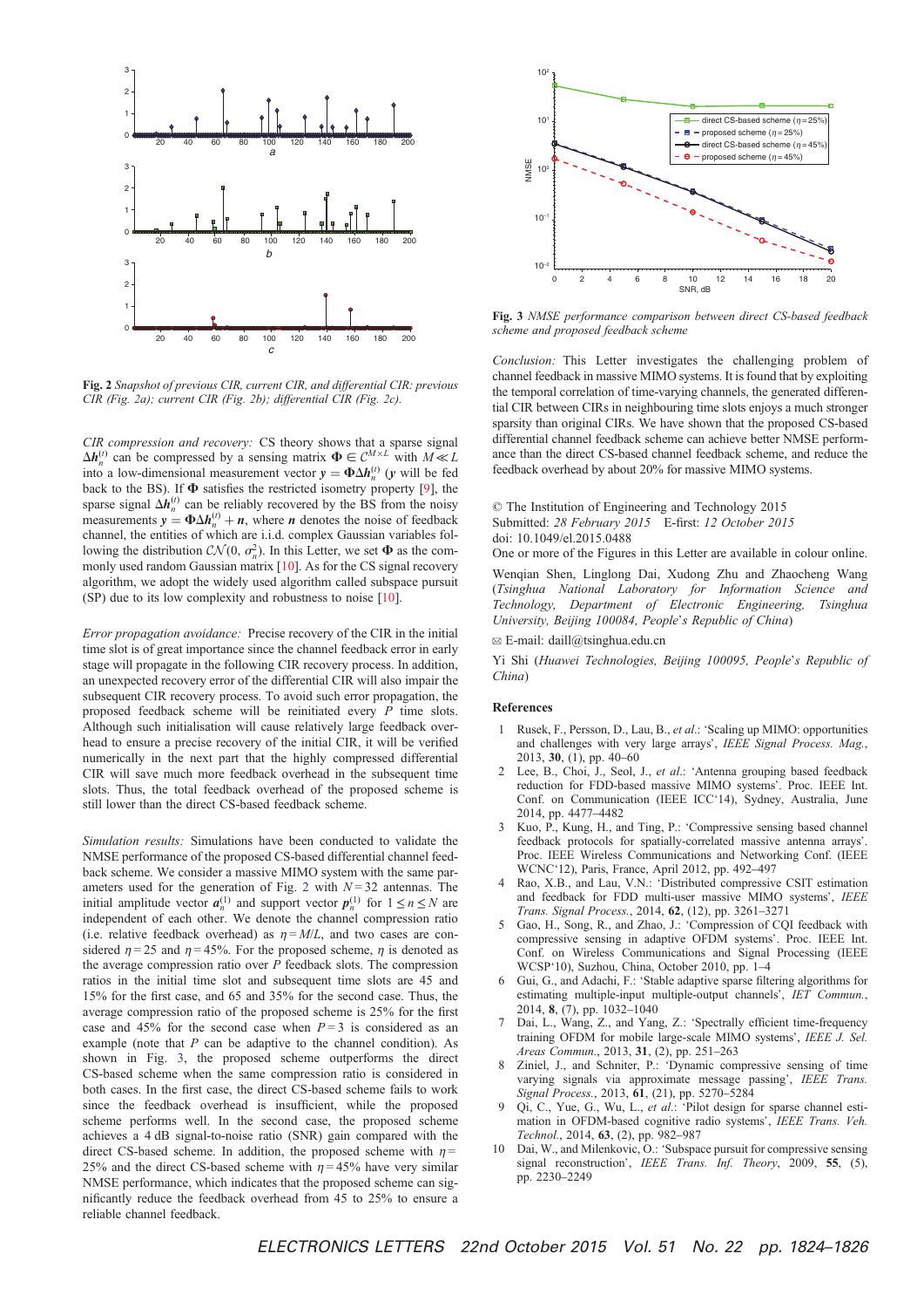3
2
1
0
20 40 60 80 100 120 140 160 180 200
a

3
2
1
0
20 40 60 80 100 120 140 160 180 200
b

3
2
1
0
20 40 60 80 100 120 140 160 180 200
c

**Fig. 2** *Snapshot of previous CIR, current CIR, and differential CIR: previous CIR (Fig. 2a); current CIR (Fig. 2b); differential CIR (Fig. 2c).*

*CIR compression and recovery:* CS theory shows that a sparse signal $\Delta \boldsymbol{h}_n^{(t)}$ can be compressed by a sensing matrix $\boldsymbol{\Phi} \in \mathcal{C}^{M \times L}$ with $M \ll L$ into a low-dimensional measurement vector $\boldsymbol{y} = \boldsymbol{\Phi}\Delta \boldsymbol{h}_n^{(t)}$ ($\boldsymbol{y}$ will be fed back to the BS). If $\boldsymbol{\Phi}$ satisfies the restricted isometry property [9], the sparse signal $\Delta \boldsymbol{h}_n^{(t)}$ can be reliably recovered by the BS from the noisy measurements $\boldsymbol{y} = \boldsymbol{\Phi}\Delta \boldsymbol{h}_n^{(t)} + \boldsymbol{n}$, where $\boldsymbol{n}$ denotes the noise of feedback channel, the entities of which are i.i.d. complex Gaussian variables following the distribution $\mathcal{CN}(0, \sigma_n^2)$. In this Letter, we set $\boldsymbol{\Phi}$ as the commonly used random Gaussian matrix [10]. As for the CS signal recovery algorithm, we adopt the widely used algorithm called subspace pursuit (SP) due to its low complexity and robustness to noise [10].

*Error propagation avoidance:* Precise recovery of the CIR in the initial time slot is of great importance since the channel feedback error in early stage will propagate in the following CIR recovery process. In addition, an unexpected recovery error of the differential CIR will also impair the subsequent CIR recovery process. To avoid such error propagation, the proposed feedback scheme will be reinitiated every $P$ time slots. Although such initialisation will cause relatively large feedback overhead to ensure a precise recovery of the initial CIR, it will be verified numerically in the next part that the highly compressed differential CIR will save much more feedback overhead in the subsequent time slots. Thus, the total feedback overhead of the proposed scheme is still lower than the direct CS-based feedback scheme.

*Simulation results:* Simulations have been conducted to validate the NMSE performance of the proposed CS-based differential channel feedback scheme. We consider a massive MIMO system with the same parameters used for the generation of Fig. 2 with $N = 32$ antennas. The initial amplitude vector $\boldsymbol{a}_n^{(1)}$ and support vector $\boldsymbol{p}_n^{(1)}$ for $1 \le n \le N$ are independent of each other. We denote the channel compression ratio (i.e. relative feedback overhead) as $\eta = M/L$, and two cases are considered $\eta = 25$ and $\eta = 45\%$. For the proposed scheme, $\eta$ is denoted as the average compression ratio over $P$ feedback slots. The compression ratios in the initial time slot and subsequent time slots are 45 and 15% for the first case, and 65 and 35% for the second case. Thus, the average compression ratio of the proposed scheme is 25% for the first case and 45% for the second case when $P = 3$ is considered as an example (note that $P$ can be adaptive to the channel condition). As shown in Fig. 3, the proposed scheme outperforms the direct CS-based scheme when the same compression ratio is considered in both cases. In the first case, the direct CS-based scheme fails to work since the feedback overhead is insufficient, while the proposed scheme performs well. In the second case, the proposed scheme achieves a 4 dB signal-to-noise ratio (SNR) gain compared with the direct CS-based scheme. In addition, the proposed scheme with $\eta =$ 25% and the direct CS-based scheme with $\eta = 45\%$ have very similar NMSE performance, which indicates that the proposed scheme can significantly reduce the feedback overhead from 45 to 25% to ensure a reliable channel feedback.

NMSE
$10^2$
$10^1$
$10^0$
$10^{-1}$
$10^{-2}$
0 2 4 6 8 10 12 14 16 18 20
SNR, dB
direct CS-based scheme ($\eta = 25\%$)
proposed scheme ($\eta = 25\%$)
direct CS-based scheme ($\eta = 45\%$)
proposed scheme ($\eta = 45\%$)

**Fig. 3** *NMSE performance comparison between direct CS-based feedback scheme and proposed feedback scheme*

*Conclusion:* This Letter investigates the challenging problem of channel feedback in massive MIMO systems. It is found that by exploiting the temporal correlation of time-varying channels, the generated differential CIR between CIRs in neighbouring time slots enjoys a much stronger sparsity than original CIRs. We have shown that the proposed CS-based differential channel feedback scheme can achieve better NMSE performance than the direct CS-based channel feedback scheme, and reduce the feedback overhead by about 20% for massive MIMO systems.

© The Institution of Engineering and Technology 2015
Submitted: *28 February 2015* E-first: *12 October 2015*
doi: 10.1049/el.2015.0488
One or more of the Figures in this Letter are available in colour online.

Wenqian Shen, Linglong Dai, Xudong Zhu and Zhaocheng Wang (*Tsinghua National Laboratory for Information Science and Technology, Department of Electronic Engineering, Tsinghua University, Beijing 100084, People's Republic of China*)

✉ E-mail: daill@tsinghua.edu.cn

Yi Shi (*Huawei Technologies, Beijing 100095, People's Republic of China*)

## References

1. Rusek, F., Persson, D., Lau, B., *et al.*: 'Scaling up MIMO: opportunities and challenges with very large arrays', *IEEE Signal Process. Mag.*, 2013, **30**, (1), pp. 40–60
2. Lee, B., Choi, J., Seol, J., *et al.*: 'Antenna grouping based feedback reduction for FDD-based massive MIMO systems'. Proc. IEEE Int. Conf. on Communication (IEEE ICC'14), Sydney, Australia, June 2014, pp. 4477–4482
3. Kuo, P., Kung, H., and Ting, P.: 'Compressive sensing based channel feedback protocols for spatially-correlated massive antenna arrays'. Proc. IEEE Wireless Communications and Networking Conf. (IEEE WCNC'12), Paris, France, April 2012, pp. 492–497
4. Rao, X.B., and Lau, V.N.: 'Distributed compressive CSIT estimation and feedback for FDD multi-user massive MIMO systems', *IEEE Trans. Signal Process.*, 2014, **62**, (12), pp. 3261–3271
5. Gao, H., Song, R., and Zhao, J.: 'Compression of CQI feedback with compressive sensing in adaptive OFDM systems'. Proc. IEEE Int. Conf. on Wireless Communications and Signal Processing (IEEE WCSP'10), Suzhou, China, October 2010, pp. 1–4
6. Gui, G., and Adachi, F.: 'Stable adaptive sparse filtering algorithms for estimating multiple-input multiple-output channels', *IET Commun.*, 2014, **8**, (7), pp. 1032–1040
7. Dai, L., Wang, Z., and Yang, Z.: 'Spectrally efficient time-frequency training OFDM for mobile large-scale MIMO systems', *IEEE J. Sel. Areas Commun.*, 2013, **31**, (2), pp. 251–263
8. Ziniel, J., and Schniter, P.: 'Dynamic compressive sensing of time varying signals via approximate message passing', *IEEE Trans. Signal Process.*, 2013, **61**, (21), pp. 5270–5284
9. Qi, C., Yue, G., Wu, L., *et al.*: 'Pilot design for sparse channel estimation in OFDM-based cognitive radio systems', *IEEE Trans. Veh. Technol.*, 2014, **63**, (2), pp. 982–987
10. Dai, W., and Milenkovic, O.: 'Subspace pursuit for compressive sensing signal reconstruction', *IEEE Trans. Inf. Theory*, 2009, **55**, (5), pp. 2230–2249